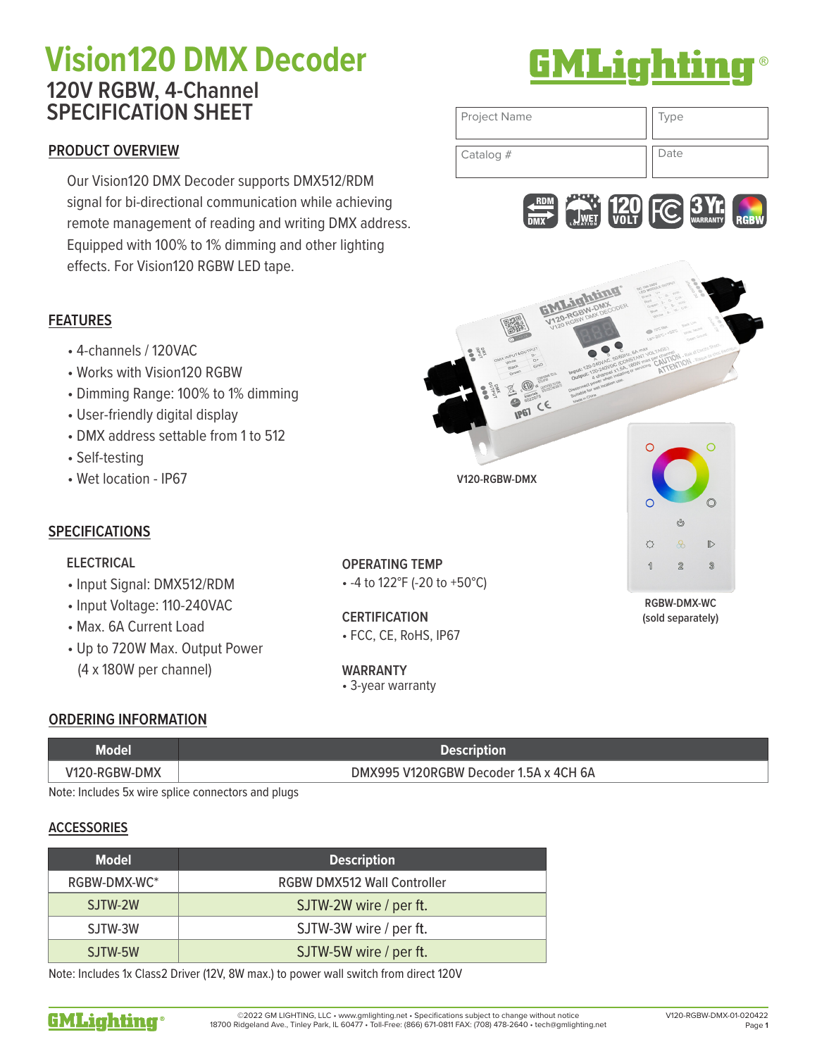# Vision120 DMX Decoder

## 120V RGBW, 4-Channel SPECIFICATION SHEET

| Project Name | Type |
|---|---|
| Catalog # | Date |

## PRODUCT OVERVIEW

Our Vision120 DMX Decoder supports DMX512/RDM signal for bi-directional communication while achieving remote management of reading and writing DMX address. Equipped with 100% to 1% dimming and other lighting effects. For Vision120 RGBW LED tape.

## FEATURES

- 4-channels / 120VAC
- Works with Vision120 RGBW
- Dimming Range: 100% to 1% dimming
- User-friendly digital display
- DMX address settable from 1 to 512
- Self-testing
- Wet location - IP67

V120-RGBW-DMX

RGBW-DMX-WC (sold separately)

## SPECIFICATIONS

### ELECTRICAL

- Input Signal: DMX512/RDM
- Input Voltage: 110-240VAC
- Max. 6A Current Load
- Up to 720W Max. Output Power (4 x 180W per channel)

### OPERATING TEMP

- -4 to 122°F (-20 to +50°C)

### CERTIFICATION

- FCC, CE, RoHS, IP67

### WARRANTY

- 3-year warranty

## ORDERING INFORMATION

| Model | Description |
|---|---|
| V120-RGBW-DMX | DMX995 V120RGBW Decoder 1.5A x 4CH 6A |

Note: Includes 5x wire splice connectors and plugs

## ACCESSORIES

| Model | Description |
|---|---|
| RGBW-DMX-WC* | RGBW DMX512 Wall Controller |
| SJTW-2W | SJTW-2W wire / per ft. |
| SJTW-3W | SJTW-3W wire / per ft. |
| SJTW-5W | SJTW-5W wire / per ft. |

Note: Includes 1x Class2 Driver (12V, 8W max.) to power wall switch from direct 120V

©2022 GM LIGHTING, LLC • www.gmlighting.net • Specifications subject to change without notice
18700 Ridgeland Ave., Tinley Park, IL 60477 • Toll-Free: (866) 671-0811 FAX: (708) 478-2640 • tech@gmlighting.net

V120-RGBW-DMX-01-020422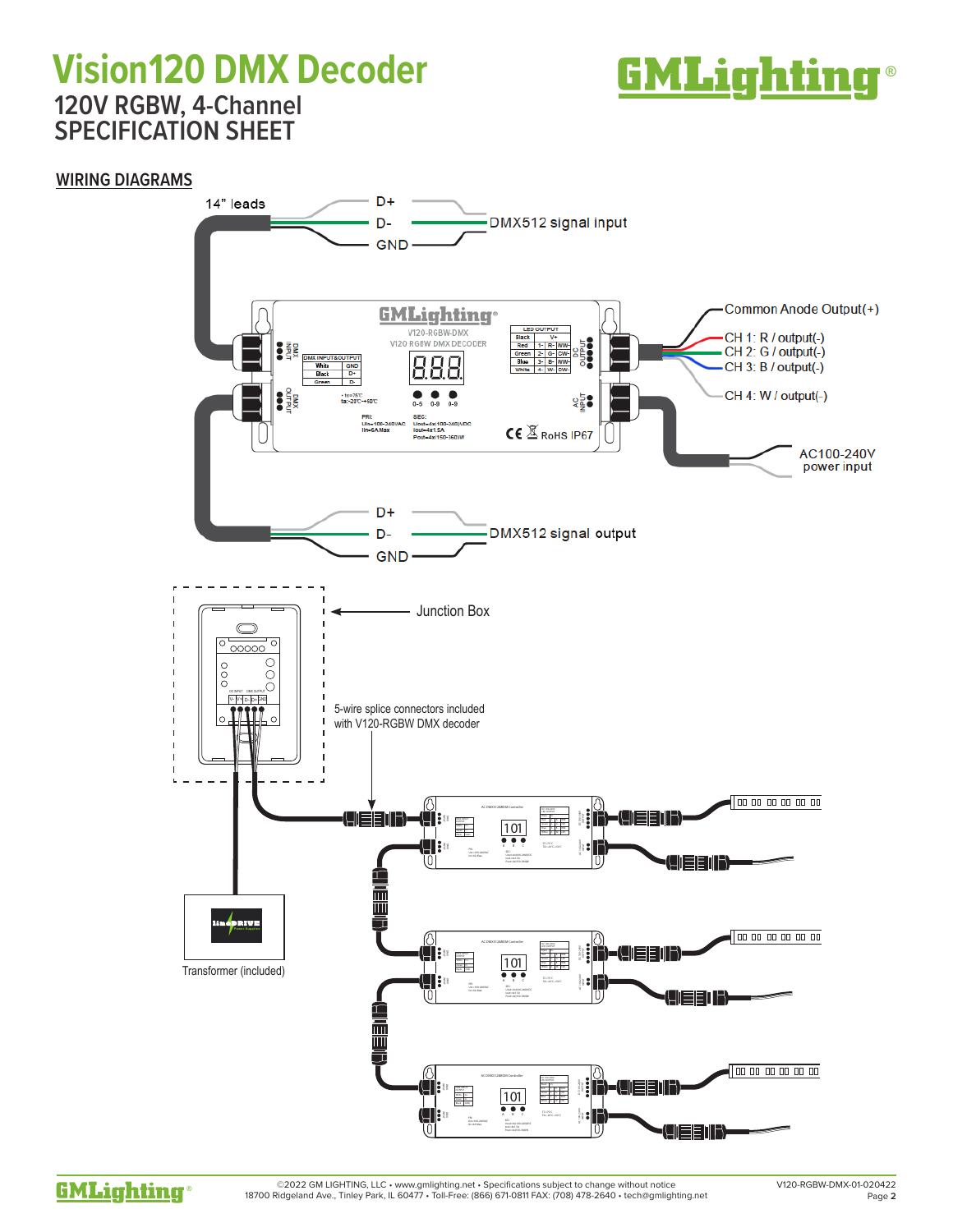# Vision120 DMX Decoder

## 120V RGBW, 4-Channel SPECIFICATION SHEET

### WIRING DIAGRAMS

14" leads

D+
D-
GND
DMX512 signal input

Common Anode Output(+)
CH 1: R / output(-)
CH 2: G / output(-)
CH 3: B / output(-)
CH 4: W / output(-)

AC100-240V power input

D+
D-
GND
DMX512 signal output

Junction Box

5-wire splice connectors included with V120-RGBW DMX decoder

Transformer (included)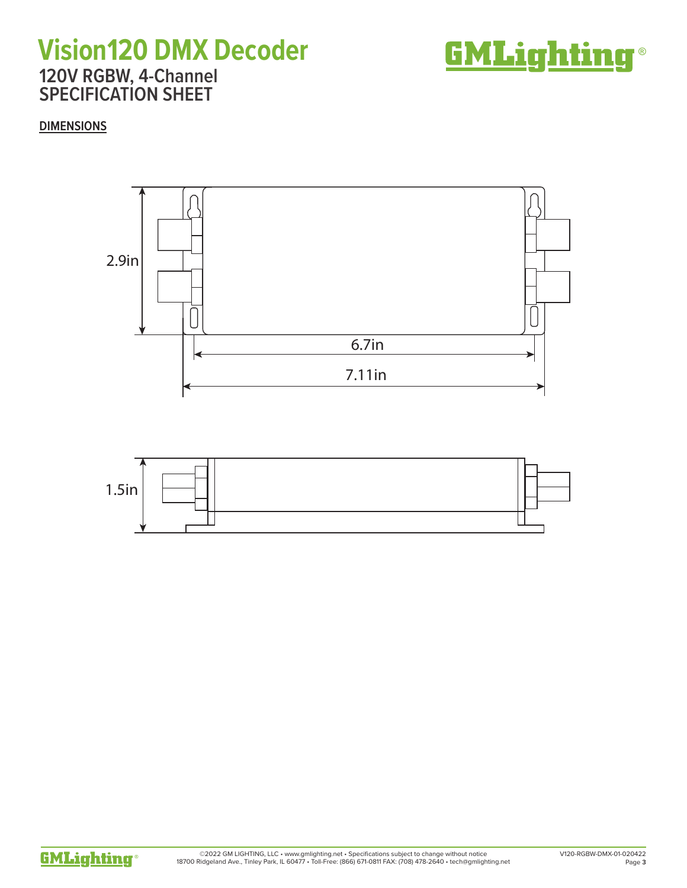# Vision120 DMX Decoder

## 120V RGBW, 4-Channel
## SPECIFICATION SHEET

**DIMENSIONS**

2.9in

6.7in

7.11in

1.5in